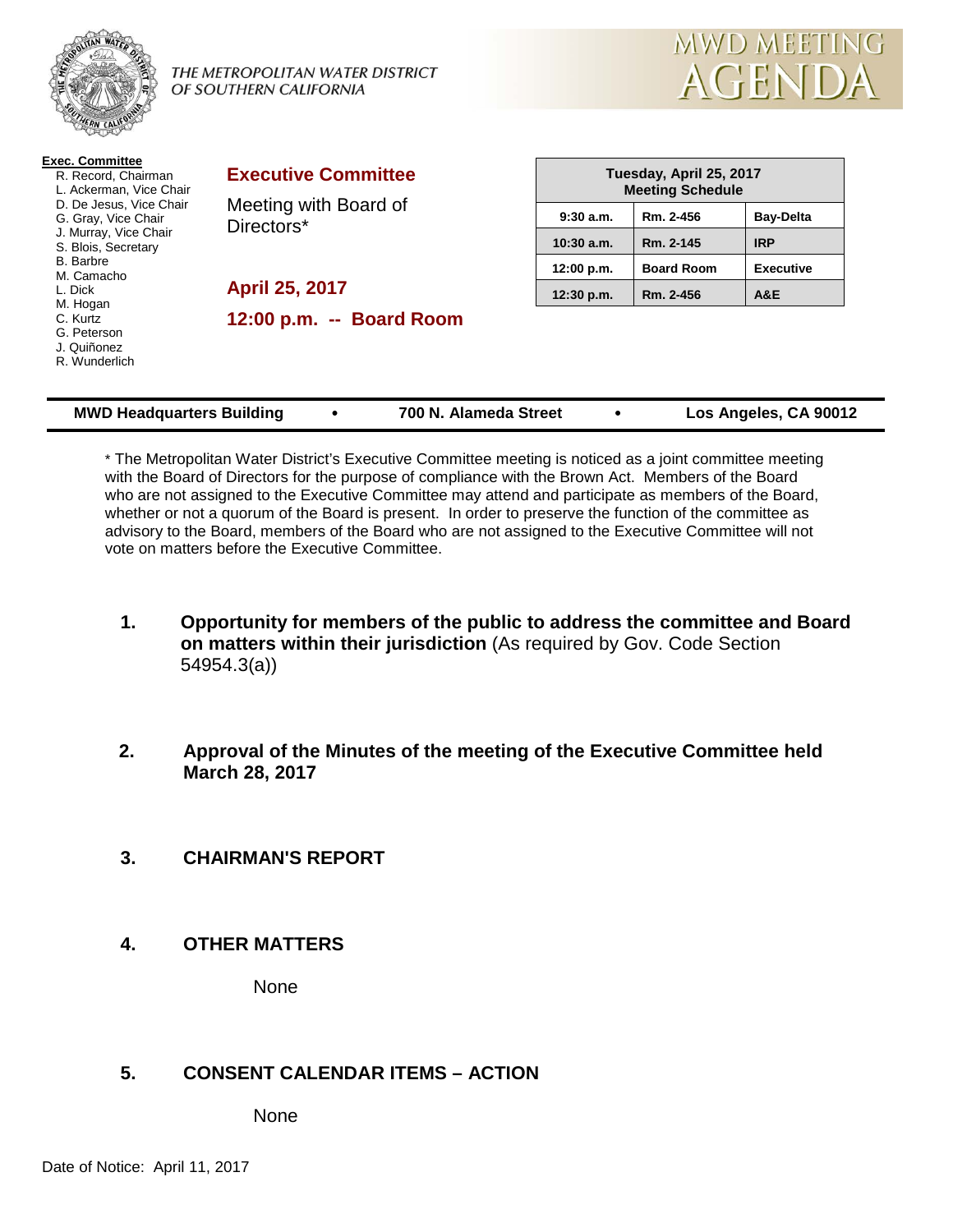THE METROPOLITAN WATER DISTRICT OF SOUTHERN CALIFORNIA

# MWD MEETING AGENDA

**Exec. Committee**

- R. Record, Chairman
- L. Ackerman, Vice Chair
- D. De Jesus, Vice Chair
- G. Gray, Vice Chair
- J. Murray, Vice Chair
- S. Blois, Secretary
- B. Barbre
- M. Camacho
- L. Dick
- M. Hogan
- C. Kurtz
- G. Peterson
- J. Quiñonez
- R. Wunderlich

## Executive Committee

Meeting with Board of Directors*

**April 25, 2017**

**12:00 p.m. -- Board Room**

| Tuesday, April 25, 2017 Meeting Schedule | | |
|---|---|---|
| 9:30 a.m. | Rm. 2-456 | Bay-Delta |
| 10:30 a.m. | Rm. 2-145 | IRP |
| 12:00 p.m. | Board Room | Executive |
| 12:30 p.m. | Rm. 2-456 | A&E |

**MWD Headquarters Building • 700 N. Alameda Street • Los Angeles, CA 90012**

* The Metropolitan Water District's Executive Committee meeting is noticed as a joint committee meeting with the Board of Directors for the purpose of compliance with the Brown Act. Members of the Board who are not assigned to the Executive Committee may attend and participate as members of the Board, whether or not a quorum of the Board is present. In order to preserve the function of the committee as advisory to the Board, members of the Board who are not assigned to the Executive Committee will not vote on matters before the Executive Committee.

1. **Opportunity for members of the public to address the committee and Board on matters within their jurisdiction** (As required by Gov. Code Section 54954.3(a))

2. **Approval of the Minutes of the meeting of the Executive Committee held March 28, 2017**

3. **CHAIRMAN'S REPORT**

4. **OTHER MATTERS**

   None

5. **CONSENT CALENDAR ITEMS – ACTION**

   None

Date of Notice: April 11, 2017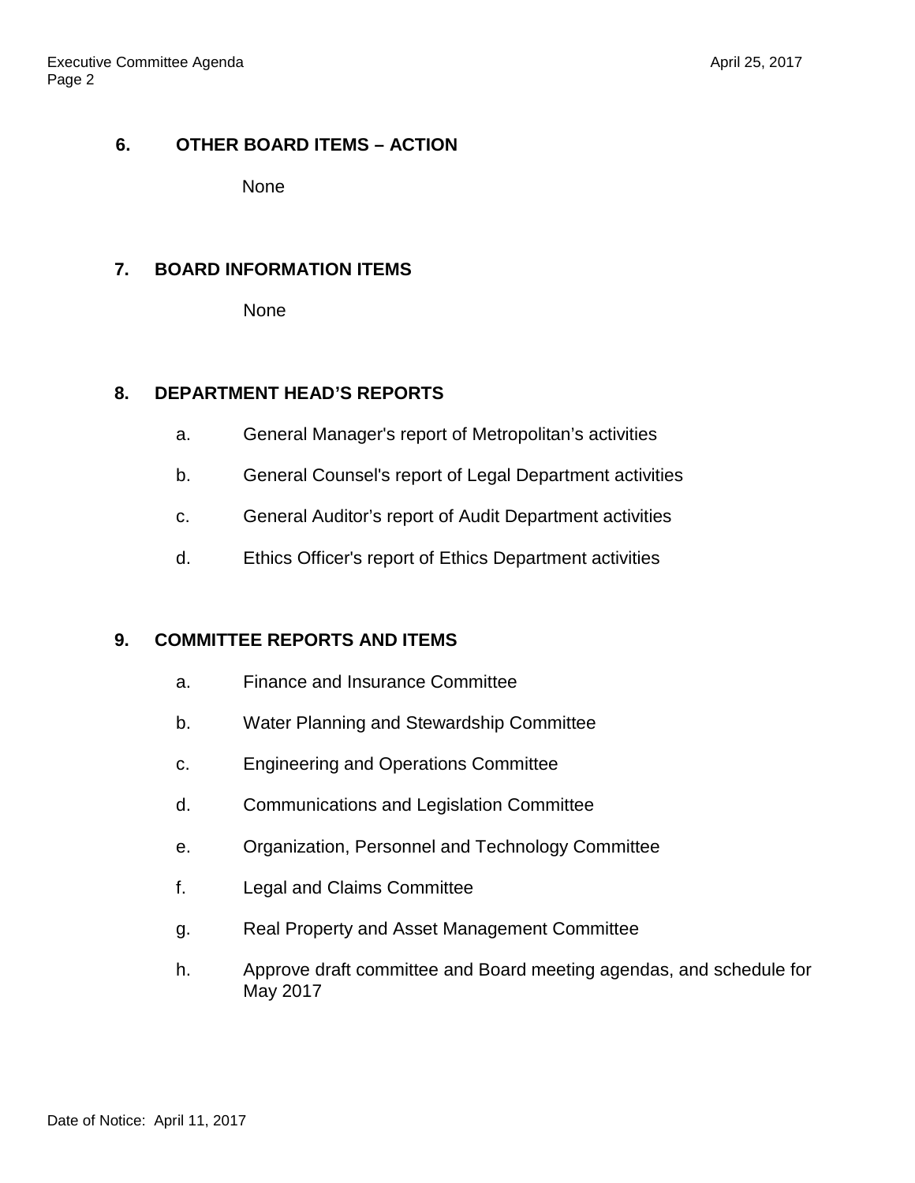**6. OTHER BOARD ITEMS – ACTION**

None

**7. BOARD INFORMATION ITEMS**

None

**8. DEPARTMENT HEAD'S REPORTS**

a. General Manager's report of Metropolitan's activities

b. General Counsel's report of Legal Department activities

c. General Auditor's report of Audit Department activities

d. Ethics Officer's report of Ethics Department activities

**9. COMMITTEE REPORTS AND ITEMS**

a. Finance and Insurance Committee

b. Water Planning and Stewardship Committee

c. Engineering and Operations Committee

d. Communications and Legislation Committee

e. Organization, Personnel and Technology Committee

f. Legal and Claims Committee

g. Real Property and Asset Management Committee

h. Approve draft committee and Board meeting agendas, and schedule for May 2017

Date of Notice: April 11, 2017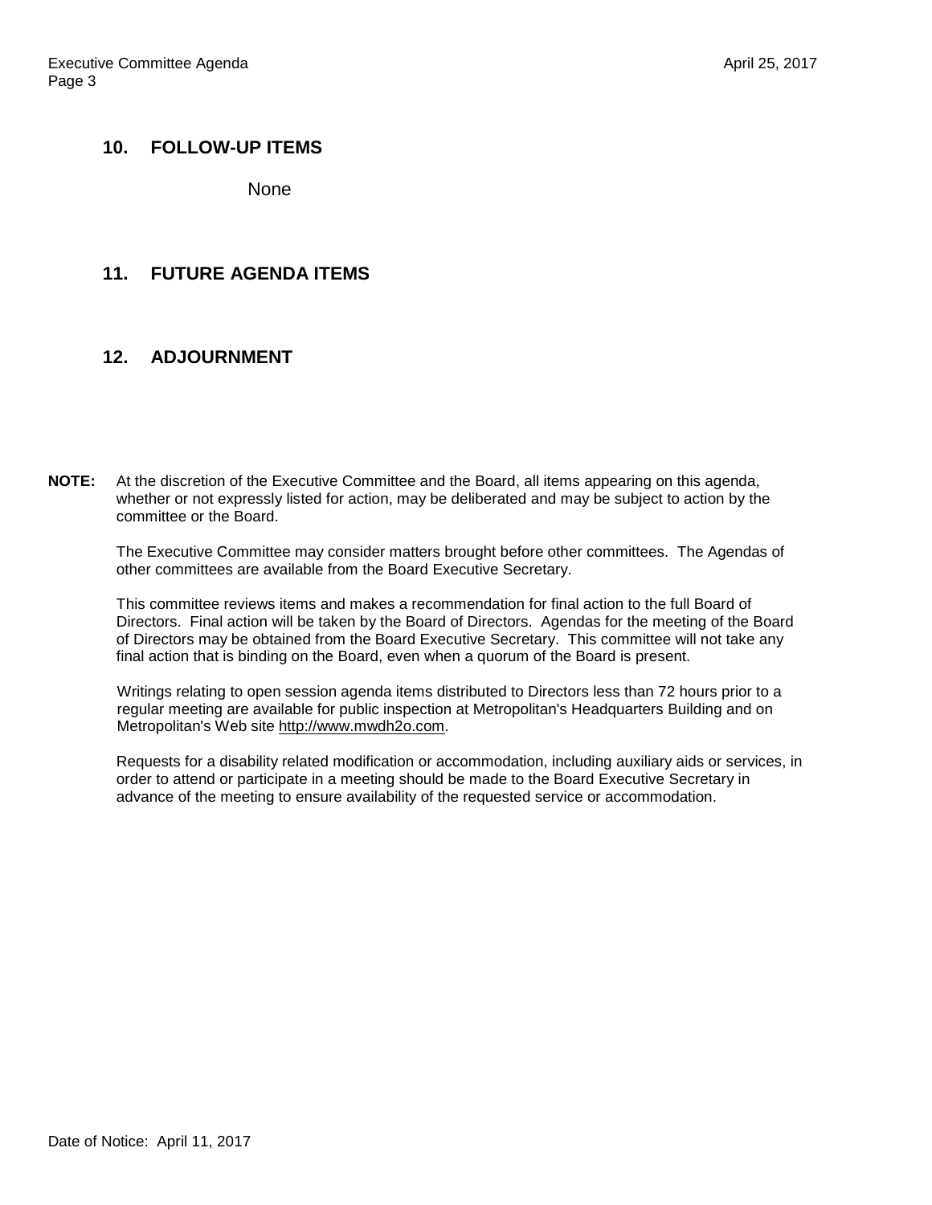## 10. FOLLOW-UP ITEMS

None

## 11. FUTURE AGENDA ITEMS

## 12. ADJOURNMENT

**NOTE:** At the discretion of the Executive Committee and the Board, all items appearing on this agenda, whether or not expressly listed for action, may be deliberated and may be subject to action by the committee or the Board.

The Executive Committee may consider matters brought before other committees. The Agendas of other committees are available from the Board Executive Secretary.

This committee reviews items and makes a recommendation for final action to the full Board of Directors. Final action will be taken by the Board of Directors. Agendas for the meeting of the Board of Directors may be obtained from the Board Executive Secretary. This committee will not take any final action that is binding on the Board, even when a quorum of the Board is present.

Writings relating to open session agenda items distributed to Directors less than 72 hours prior to a regular meeting are available for public inspection at Metropolitan's Headquarters Building and on Metropolitan's Web site http://www.mwdh2o.com.

Requests for a disability related modification or accommodation, including auxiliary aids or services, in order to attend or participate in a meeting should be made to the Board Executive Secretary in advance of the meeting to ensure availability of the requested service or accommodation.

Date of Notice: April 11, 2017